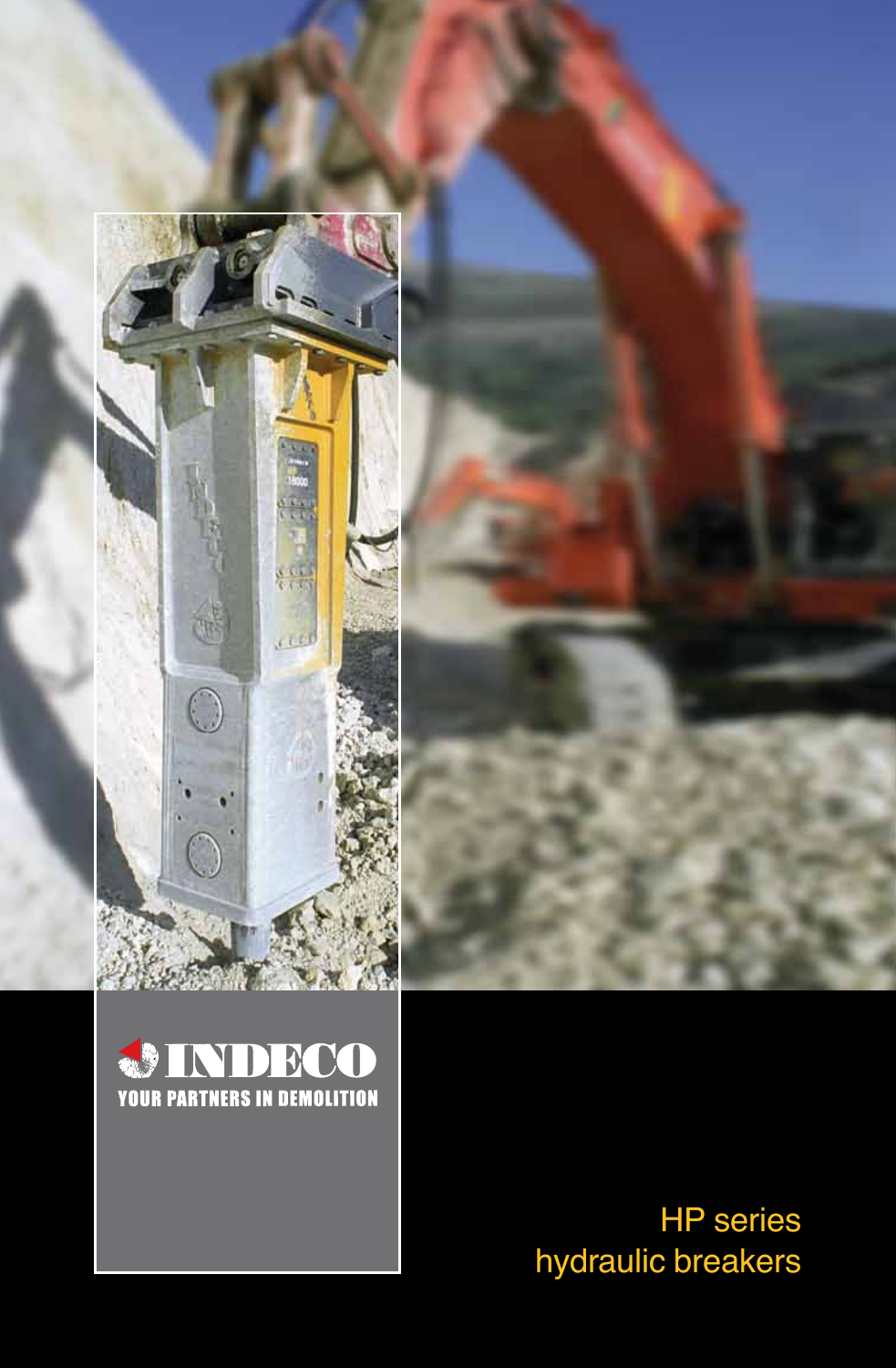INDECO

YOUR PARTNERS IN DEMOLITION

# HP series hydraulic breakers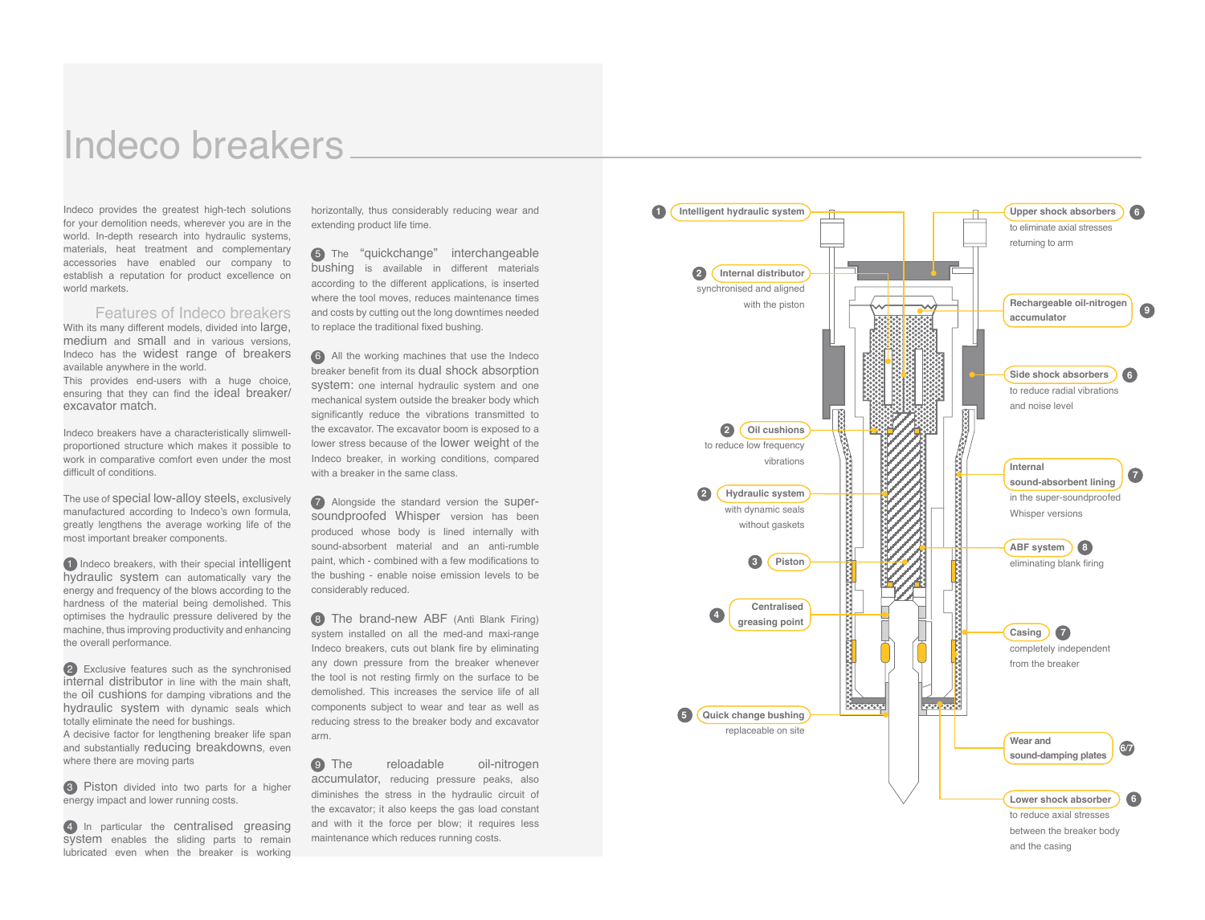# Indeco breakers

Indeco provides the greatest high-tech solutions for your demolition needs, wherever you are in the world. In-depth research into hydraulic systems, materials, heat treatment and complementary accessories have enabled our company to establish a reputation for product excellence on world markets.

## Features of Indeco breakers

With its many different models, divided into large, medium and small and in various versions, Indeco has the widest range of breakers available anywhere in the world.
This provides end-users with a huge choice, ensuring that they can find the ideal breaker/excavator match.

Indeco breakers have a characteristically slimwell-proportioned structure which makes it possible to work in comparative comfort even under the most difficult of conditions.

The use of special low-alloy steels, exclusively manufactured according to Indeco's own formula, greatly lengthens the average working life of the most important breaker components.

1 Indeco breakers, with their special intelligent hydraulic system can automatically vary the energy and frequency of the blows according to the hardness of the material being demolished. This optimises the hydraulic pressure delivered by the machine, thus improving productivity and enhancing the overall performance.

2 Exclusive features such as the synchronised internal distributor in line with the main shaft, the oil cushions for damping vibrations and the hydraulic system with dynamic seals which totally eliminate the need for bushings.
A decisive factor for lengthening breaker life span and substantially reducing breakdowns, even where there are moving parts

3 Piston divided into two parts for a higher energy impact and lower running costs.

4 In particular the centralised greasing system enables the sliding parts to remain lubricated even when the breaker is working horizontally, thus considerably reducing wear and extending product life time.

5 The "quickchange" interchangeable bushing is available in different materials according to the different applications, is inserted where the tool moves, reduces maintenance times and costs by cutting out the long downtimes needed to replace the traditional fixed bushing.

6 All the working machines that use the Indeco breaker benefit from its dual shock absorption system: one internal hydraulic system and one mechanical system outside the breaker body which significantly reduce the vibrations transmitted to the excavator. The excavator boom is exposed to a lower stress because of the lower weight of the Indeco breaker, in working conditions, compared with a breaker in the same class.

7 Alongside the standard version the super-soundproofed Whisper version has been produced whose body is lined internally with sound-absorbent material and an anti-rumble paint, which - combined with a few modifications to the bushing - enable noise emission levels to be considerably reduced.

8 The brand-new ABF (Anti Blank Firing) system installed on all the med-and maxi-range Indeco breakers, cuts out blank fire by eliminating any down pressure from the breaker whenever the tool is not resting firmly on the surface to be demolished. This increases the service life of all components subject to wear and tear as well as reducing stress to the breaker body and excavator arm.

9 The reloadable oil-nitrogen accumulator, reducing pressure peaks, also diminishes the stress in the hydraulic circuit of the excavator; it also keeps the gas load constant and with it the force per blow; it requires less maintenance which reduces running costs.

1 **Intelligent hydraulic system**

2 **Internal distributor** synchronised and aligned with the piston

2 **Oil cushions** to reduce low frequency vibrations

2 **Hydraulic system** with dynamic seals without gaskets

3 **Piston**

4 **Centralised greasing point**

5 **Quick change bushing** replaceable on site

6 **Upper shock absorbers** to eliminate axial stresses returning to arm

9 **Rechargeable oil-nitrogen accumulator**

6 **Side shock absorbers** to reduce radial vibrations and noise level

7 **Internal sound-absorbent lining** in the super-soundproofed Whisper versions

8 **ABF system** eliminating blank firing

7 **Casing** completely independent from the breaker

6/7 **Wear and sound-damping plates**

6 **Lower shock absorber** to reduce axial stresses between the breaker body and the casing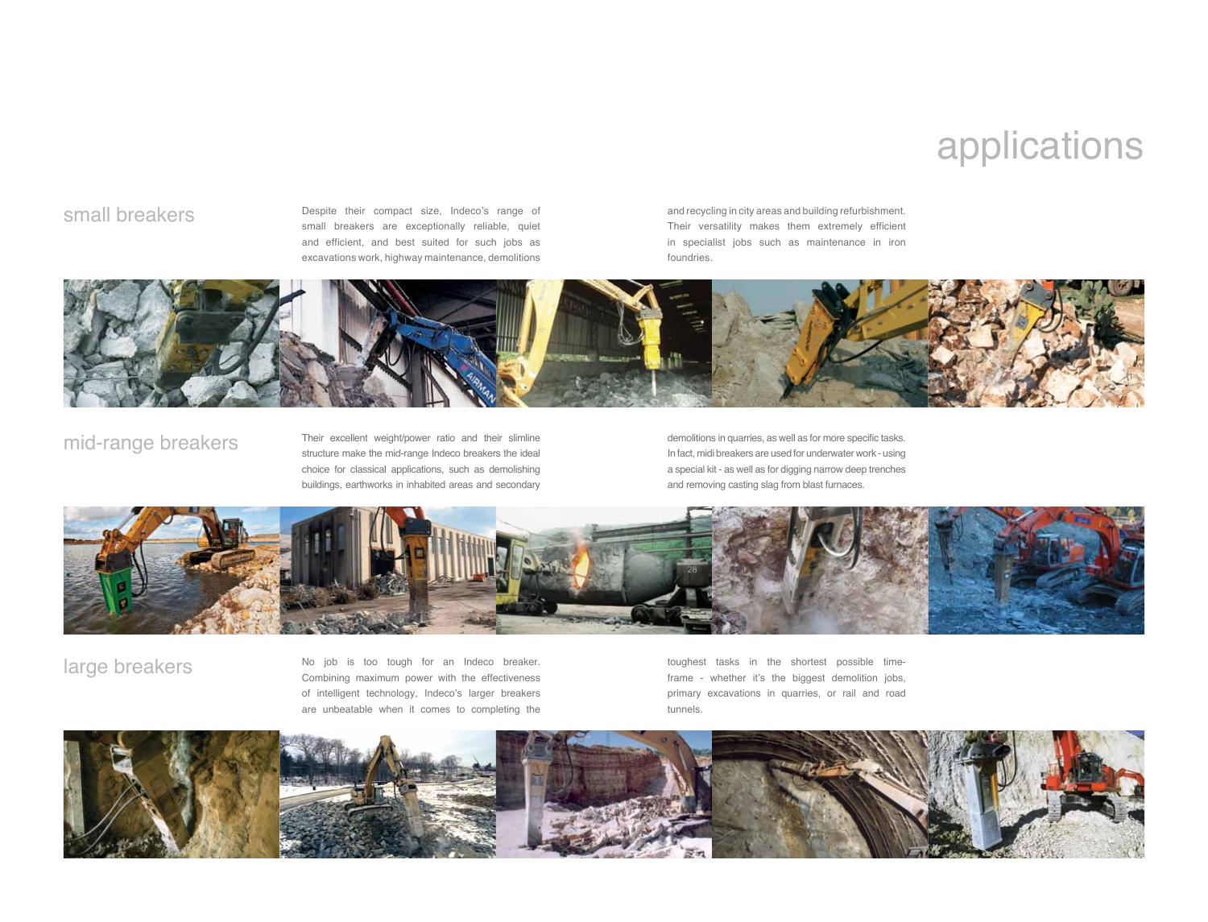# applications

## small breakers

Despite their compact size, Indeco's range of small breakers are exceptionally reliable, quiet and efficient, and best suited for such jobs as excavations work, highway maintenance, demolitions and recycling in city areas and building refurbishment. Their versatility makes them extremely efficient in specialist jobs such as maintenance in iron foundries.

## mid-range breakers

Their excellent weight/power ratio and their slimline structure make the mid-range Indeco breakers the ideal choice for classical applications, such as demolishing buildings, earthworks in inhabited areas and secondary demolitions in quarries, as well as for more specific tasks. In fact, midi breakers are used for underwater work - using a special kit - as well as for digging narrow deep trenches and removing casting slag from blast furnaces.

## large breakers

No job is too tough for an Indeco breaker. Combining maximum power with the effectiveness of intelligent technology, Indeco's larger breakers are unbeatable when it comes to completing the toughest tasks in the shortest possible time-frame - whether it's the biggest demolition jobs, primary excavations in quarries, or rail and road tunnels.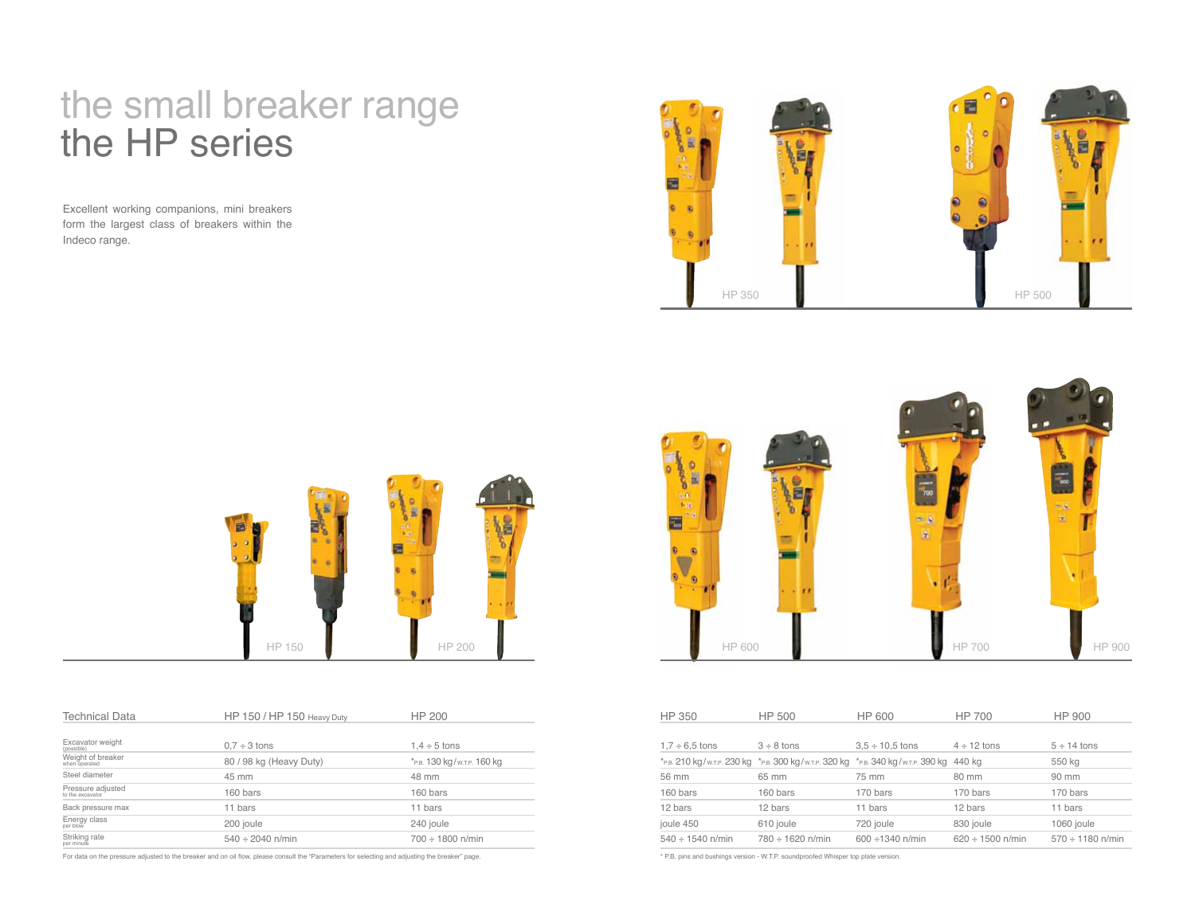# the small breaker range
# the HP series

Excellent working companions, mini breakers form the largest class of breakers within the Indeco range.

HP 350 HP 500

HP 150 HP 200

HP 600 HP 700 HP 900

| Technical Data | HP 150 / HP 150 Heavy Duty | HP 200 |
|---|---|---|
| Excavator weight (possible) | 0,7 ÷ 3 tons | 1,4 ÷ 5 tons |
| Weight of breaker when operated | 80 / 98 kg (Heavy Duty) | *P.B. 130 kg / W.T.P. 160 kg |
| Steel diameter | 45 mm | 48 mm |
| Pressure adjusted to the excavator | 160 bars | 160 bars |
| Back pressure max | 11 bars | 11 bars |
| Energy class per blow | 200 joule | 240 joule |
| Striking rate per minute | 540 ÷ 2040 n/min | 700 ÷ 1800 n/min |

For data on the pressure adjusted to the breaker and on oil flow, please consult the "Parameters for selecting and adjusting the breaker" page.

| HP 350 | HP 500 | HP 600 | HP 700 | HP 900 |
|---|---|---|---|---|
| 1,7 ÷ 6,5 tons | 3 ÷ 8 tons | 3,5 ÷ 10,5 tons | 4 ÷ 12 tons | 5 ÷ 14 tons |
| *P.B. 210 kg / W.T.P. 230 kg | *P.B. 300 kg / W.T.P. 320 kg | *P.B. 340 kg / W.T.P. 390 kg | 440 kg | 550 kg |
| 56 mm | 65 mm | 75 mm | 80 mm | 90 mm |
| 160 bars | 160 bars | 170 bars | 170 bars | 170 bars |
| 12 bars | 12 bars | 11 bars | 12 bars | 11 bars |
| joule 450 | 610 joule | 720 joule | 830 joule | 1060 joule |
| 540 ÷ 1540 n/min | 780 ÷ 1620 n/min | 600 ÷1340 n/min | 620 ÷ 1500 n/min | 570 ÷ 1180 n/min |

* P.B. pins and bushings version - W.T.P. soundproofed Whisper top plate version.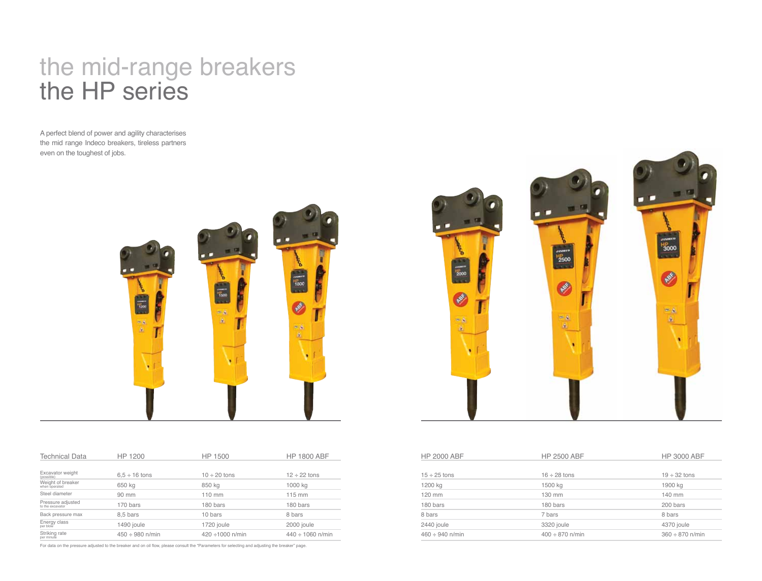# the mid-range breakers
# the HP series

A perfect blend of power and agility characterises the mid range Indeco breakers, tireless partners even on the toughest of jobs.

| Technical Data | HP 1200 | HP 1500 | HP 1800 ABF | HP 2000 ABF | HP 2500 ABF | HP 3000 ABF |
|---|---|---|---|---|---|---|
| Excavator weight (possible) | 6,5 ÷ 16 tons | 10 ÷ 20 tons | 12 ÷ 22 tons | 15 ÷ 25 tons | 16 ÷ 28 tons | 19 ÷ 32 tons |
| Weight of breaker when operated | 650 kg | 850 kg | 1000 kg | 1200 kg | 1500 kg | 1900 kg |
| Steel diameter | 90 mm | 110 mm | 115 mm | 120 mm | 130 mm | 140 mm |
| Pressure adjusted to the excavator | 170 bars | 180 bars | 180 bars | 180 bars | 180 bars | 200 bars |
| Back pressure max | 8,5 bars | 10 bars | 8 bars | 8 bars | 7 bars | 8 bars |
| Energy class per blow | 1490 joule | 1720 joule | 2000 joule | 2440 joule | 3320 joule | 4370 joule |
| Striking rate per minute | 450 ÷ 980 n/min | 420 ÷1000 n/min | 440 ÷ 1060 n/min | 460 ÷ 940 n/min | 400 ÷ 870 n/min | 360 ÷ 870 n/min |

For data on the pressure adjusted to the breaker and on oil flow, please consult the "Parameters for selecting and adjusting the breaker" page.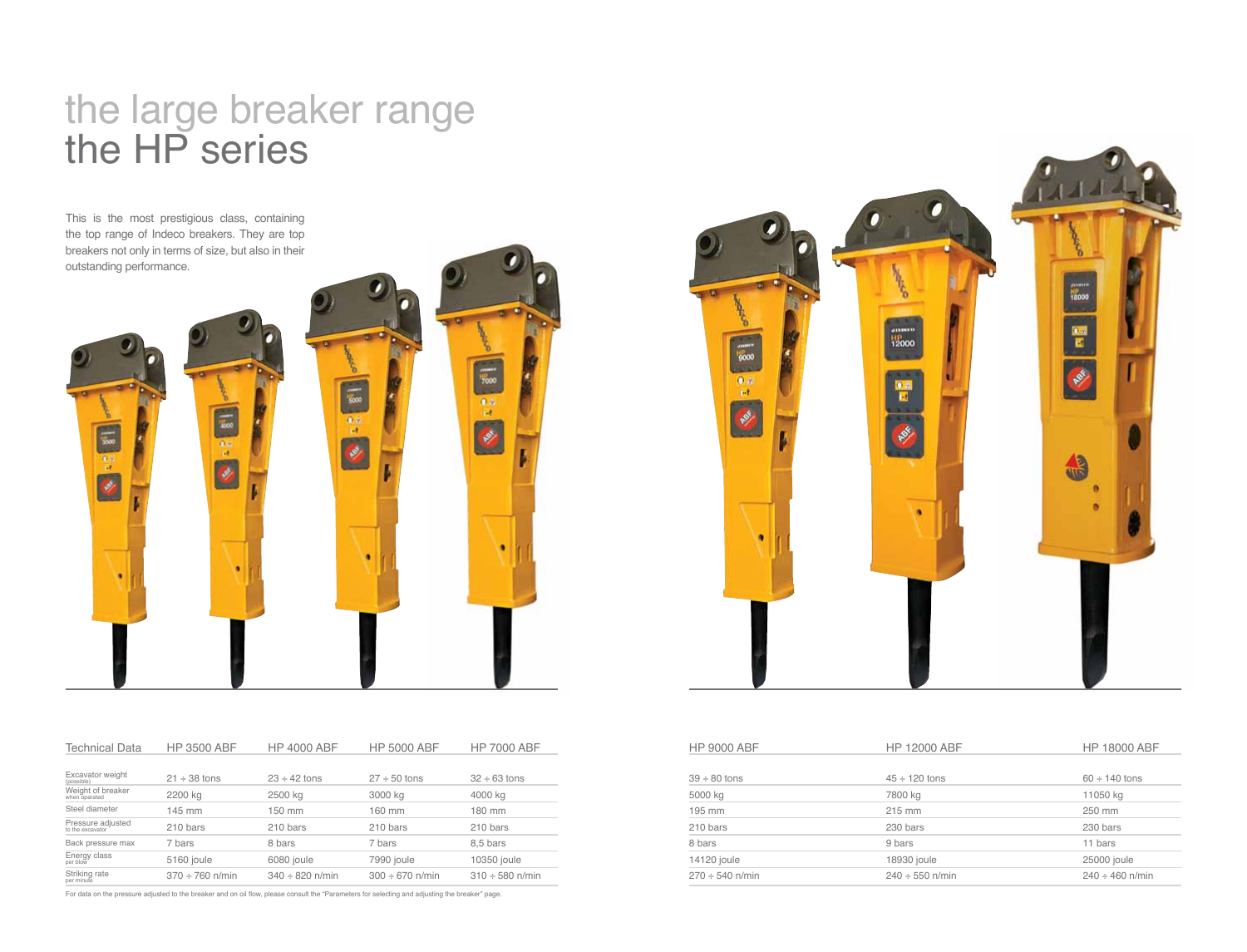# the large breaker range
## the HP series

This is the most prestigious class, containing the top range of Indeco breakers. They are top breakers not only in terms of size, but also in their outstanding performance.

| Technical Data | HP 3500 ABF | HP 4000 ABF | HP 5000 ABF | HP 7000 ABF | HP 9000 ABF | HP 12000 ABF | HP 18000 ABF |
|---|---|---|---|---|---|---|---|
| Excavator weight (possible) | 21 ÷ 38 tons | 23 ÷ 42 tons | 27 ÷ 50 tons | 32 ÷ 63 tons | 39 ÷ 80 tons | 45 ÷ 120 tons | 60 ÷ 140 tons |
| Weight of breaker when operated | 2200 kg | 2500 kg | 3000 kg | 4000 kg | 5000 kg | 7800 kg | 11050 kg |
| Steel diameter | 145 mm | 150 mm | 160 mm | 180 mm | 195 mm | 215 mm | 250 mm |
| Pressure adjusted to the excavator | 210 bars | 210 bars | 210 bars | 210 bars | 210 bars | 230 bars | 230 bars |
| Back pressure max | 7 bars | 8 bars | 7 bars | 8,5 bars | 8 bars | 9 bars | 11 bars |
| Energy class per blow | 5160 joule | 6080 joule | 7990 joule | 10350 joule | 14120 joule | 18930 joule | 25000 joule |
| Striking rate per minute | 370 ÷ 760 n/min | 340 ÷ 820 n/min | 300 ÷ 670 n/min | 310 ÷ 580 n/min | 270 ÷ 540 n/min | 240 ÷ 550 n/min | 240 ÷ 460 n/min |

For data on the pressure adjusted to the breaker and on oil flow, please consult the "Parameters for selecting and adjusting the breaker" page.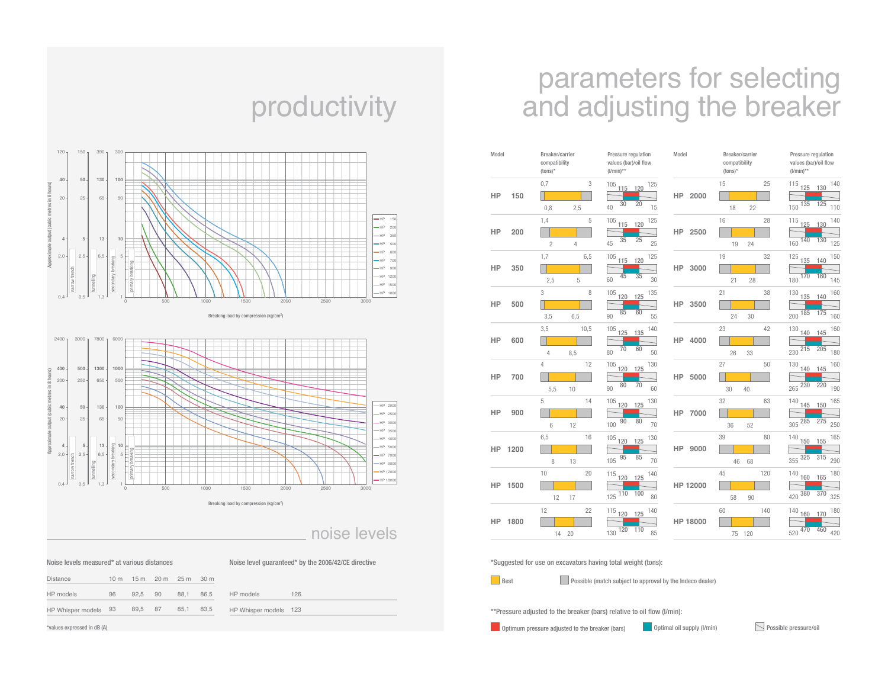# productivity

Approximate output (cubic metres in 8 hours)

Breaking load by compression (kg/cm²)

Legend: HP 150, HP 200, HP 350, HP 500, HP 600, HP 700, HP 900, HP 1200, HP 1500, HP 1800

narrow trench / tunnelling / secondary breaking / primary breaking

Approximate output (cubic metres in 8 hours)

Breaking load by compression (kg/cm²)

Legend: HP 2000, HP 2500, HP 3000, HP 3500, HP 4000, HP 5000, HP 7000, HP 9000, HP 12000, HP 18000

narrow trench / tunnelling / secondary breaking / primary breaking

## noise levels

Noise levels measured* at various distances

| Distance | 10 m | 15 m | 20 m | 25 m | 30 m |
|---|---|---|---|---|---|
| HP models | 96 | 92,5 | 90 | 88,1 | 86,5 |
| HP Whisper models | 93 | 89,5 | 87 | 85,1 | 83,5 |

*values expressed in dB (A)

Noise level guaranteed* by the 2006/42/CE directive

| | |
|---|---|
| HP models | 126 |
| HP Whisper models | 123 |

# parameters for selecting and adjusting the breaker

| Model | Breaker/carrier compatibility (tons)* — range | Best | Pressure regulation values (bar) — range | Optimum pressure (bar) | Oil flow (l/min)** — range | Optimal oil supply (l/min) |
|---|---|---|---|---|---|---|
| HP 150 | 0,7 – 3 | 0,8 – 2,5 | 105 – 125 | 115 – 120 | 40 – 15 | 30 – 20 |
| HP 200 | 1,4 – 5 | 2 – 4 | 105 – 125 | 115 – 120 | 45 – 25 | 35 – 25 |
| HP 350 | 1,7 – 6,5 | 2,5 – 5 | 105 – 125 | 115 – 120 | 60 – 30 | 45 – 35 |
| HP 500 | 3 – 8 | 3,5 – 6,5 | 105 – 135 | 120 – 125 | 90 – 55 | 85 – 60 |
| HP 600 | 3,5 – 10,5 | 4 – 8,5 | 105 – 140 | 125 – 135 | 80 – 50 | 70 – 60 |
| HP 700 | 4 – 12 | 5,5 – 10 | 105 – 130 | 120 – 125 | 90 – 60 | 80 – 70 |
| HP 900 | 5 – 14 | 6 – 12 | 105 – 130 | 120 – 125 | 100 – 70 | 90 – 80 |
| HP 1200 | 6,5 – 16 | 8 – 13 | 105 – 130 | 120 – 125 | 105 – 70 | 95 – 85 |
| HP 1500 | 10 – 20 | 12 – 17 | 115 – 140 | 120 – 125 | 125 – 80 | 110 – 100 |
| HP 1800 | 12 – 22 | 14 – 20 | 115 – 140 | 120 – 125 | 130 – 85 | 120 – 110 |
| HP 2000 | 15 – 25 | 18 – 22 | 115 – 140 | 125 – 130 | 150 – 110 | 135 – 125 |
| HP 2500 | 16 – 28 | 19 – 24 | 115 – 140 | 125 – 130 | 160 – 125 | 140 – 130 |
| HP 3000 | 19 – 32 | 21 – 28 | 125 – 150 | 135 – 140 | 180 – 145 | 170 – 160 |
| HP 3500 | 21 – 38 | 24 – 30 | 130 – 160 | 135 – 140 | 200 – 160 | 185 – 175 |
| HP 4000 | 23 – 42 | 26 – 33 | 130 – 160 | 140 – 145 | 230 – 180 | 215 – 205 |
| HP 5000 | 27 – 50 | 30 – 40 | 130 – 160 | 140 – 145 | 265 – 190 | 230 – 220 |
| HP 7000 | 32 – 63 | 36 – 52 | 140 – 165 | 145 – 150 | 305 – 250 | 285 – 275 |
| HP 9000 | 39 – 80 | 46 – 68 | 140 – 165 | 150 – 155 | 355 – 290 | 325 – 315 |
| HP 12000 | 45 – 120 | 58 – 90 | 140 – 180 | 160 – 165 | 420 – 325 | 380 – 370 |
| HP 18000 | 60 – 140 | 75 – 120 | 140 – 180 | 160 – 170 | 520 – 420 | 470 – 460 |

*Suggested for use on excavators having total weight (tons):

Best — Possible (match subject to approval by the Indeco dealer)

**Pressure adjusted to the breaker (bars) relative to oil flow (l/min):

Optimum pressure adjusted to the breaker (bars) — Optimal oil supply (l/min) — Possible pressure/oil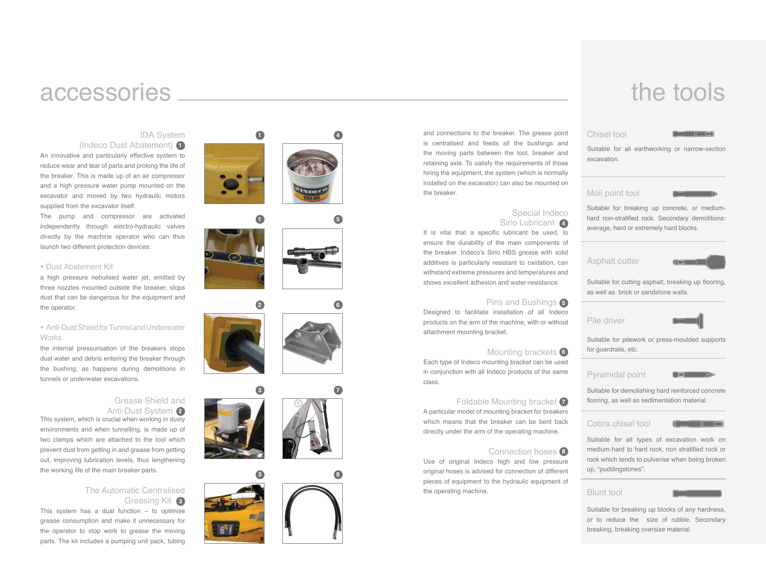# accessories

## IDA System (Indeco Dust Abatement) 1

An innovative and particularly effective system to reduce wear and tear of parts and prolong the life of the breaker. This is made up of an air compressor and a high pressure water pump mounted on the excavator and moved by two hydraulic motors supplied from the excavator itself.
The pump and compressor are activated independently through electro-hydraulic valves directly by the machine operator who can thus launch two different protection devices:

• Dust Abatement Kit

a high pressure nebulised water jet, emitted by three nozzles mounted outside the breaker, stops dust that can be dangerous for the equipment and the operator.

• Anti-Dust Shield for Tunnel and Underwater Works

the internal pressurisation of the breakers stops dust water and debris entering the breaker through the bushing, as happens during demolitions in tunnels or underwater excavations.

## Grease Shield and Anti-Dust System 2

This system, which is crucial when working in dusty environments and when tunnelling, is made up of two clamps which are attached to the tool which prevent dust from getting in and grease from getting out, improving lubrication levels, thus lengthening the working life of the main breaker parts.

## The Automatic Centralised Greasing Kit 3

This system has a dual function – to optimise grease consumption and make it unnecessary for the operator to stop work to grease the moving parts. The kit includes a pumping unit pack, tubing and connections to the breaker. The grease point is centralised and feeds all the bushings and the moving parts between the tool, breaker and retaining axle. To satisfy the requirements of those hiring the equipment, the system (which is normally installed on the excavator) can also be mounted on the breaker.

## Special Indeco Sirio Lubricant 4

It is vital that a specific lubricant be used, to ensure the durability of the main components of the breaker. Indeco's Sirio HBS grease with solid additives is particularly resistant to oxidation, can withstand extreme pressures and temperatures and shows excellent adhesion and water-resistance.

## Pins and Bushings 5

Designed to facilitate installation of all Indeco products on the arm of the machine, with or without attachment mounting bracket.

## Mounting brackets 6

Each type of Indeco mounting bracket can be used in conjunction with all Indeco products of the same class.

## Foldable Mounting bracket 7

A particular model of mounting bracket for breakers which means that the breaker can be bent back directly under the arm of the operating machine.

## Connection hoses 8

Use of original Indeco high and low pressure original hoses is advised for connection of different pieces of equipment to the hydraulic equipment of the operating machine.

# the tools

## Chisel tool

Suitable for all earthworking or narrow-section excavation.

## Moil point tool

Suitable for breaking up concrete, or medium-hard non-stratified rock. Secondary demolitions: average, hard or extremely hard blocks.

## Asphalt cutter

Suitable for cutting asphalt, breaking up flooring, as well as brick or sandstone walls.

## Pile driver

Suitable for pilework or press-moulded supports for guardrails, etc.

## Pyramidal point

Suitable for demolishing hard reinforced concrete flooring, as well as sedimentation material.

## Cobra chisel tool

Suitable for all types of excavation work on medium-hard to hard rock, non stratified rock or rock which tends to pulverise when being broken up, "puddingstones".

## Blunt tool

Suitable for breaking up blocks of any hardness, or to reduce the size of rubble. Secondary breaking, breaking oversize material.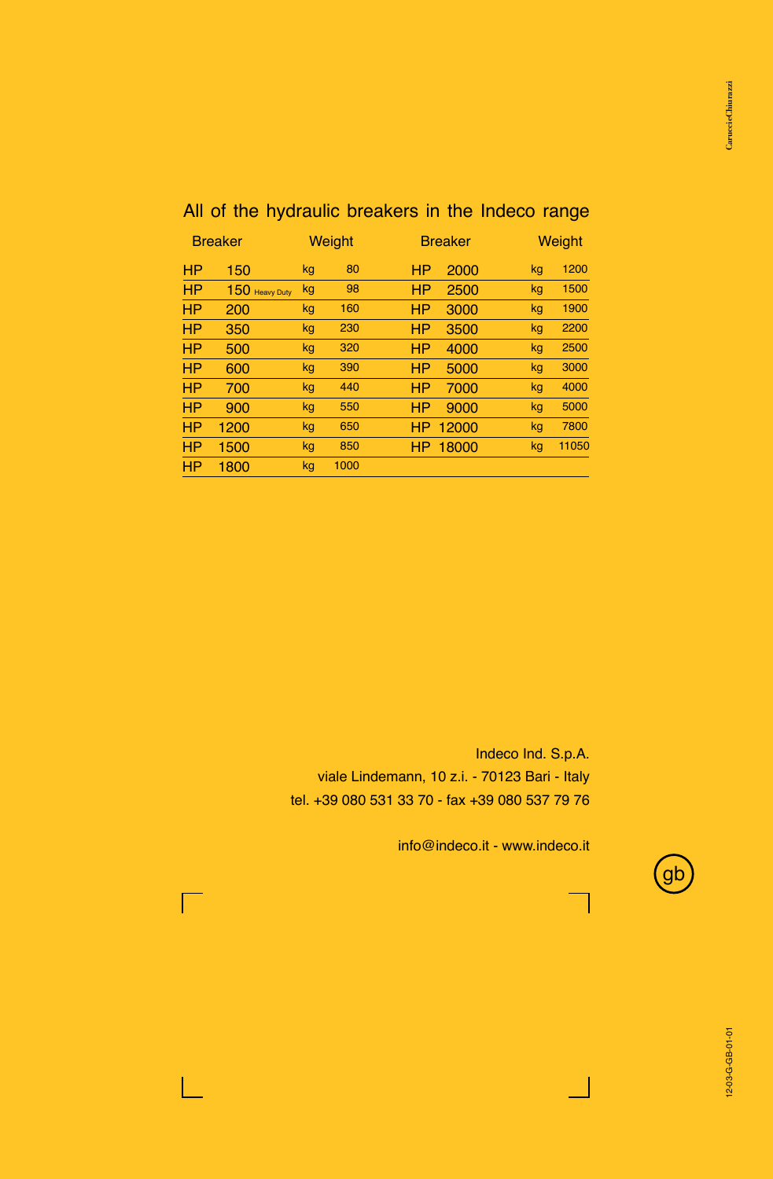## All of the hydraulic breakers in the Indeco range

| Breaker | | Weight | | Breaker | | Weight | |
|---|---|---|---|---|---|---|---|
| HP | 150 | kg | 80 | HP | 2000 | kg | 1200 |
| HP | 150 Heavy Duty | kg | 98 | HP | 2500 | kg | 1500 |
| HP | 200 | kg | 160 | HP | 3000 | kg | 1900 |
| HP | 350 | kg | 230 | HP | 3500 | kg | 2200 |
| HP | 500 | kg | 320 | HP | 4000 | kg | 2500 |
| HP | 600 | kg | 390 | HP | 5000 | kg | 3000 |
| HP | 700 | kg | 440 | HP | 7000 | kg | 4000 |
| HP | 900 | kg | 550 | HP | 9000 | kg | 5000 |
| HP | 1200 | kg | 650 | HP | 12000 | kg | 7800 |
| HP | 1500 | kg | 850 | HP | 18000 | kg | 11050 |
| HP | 1800 | kg | 1000 | | | | |

Indeco Ind. S.p.A.

viale Lindemann, 10 z.i. - 70123 Bari - Italy

tel. +39 080 531 33 70 - fax +39 080 537 79 76

info@indeco.it - www.indeco.it

gb

CaruccieChiurazzi

12-03-G-GB-01-01